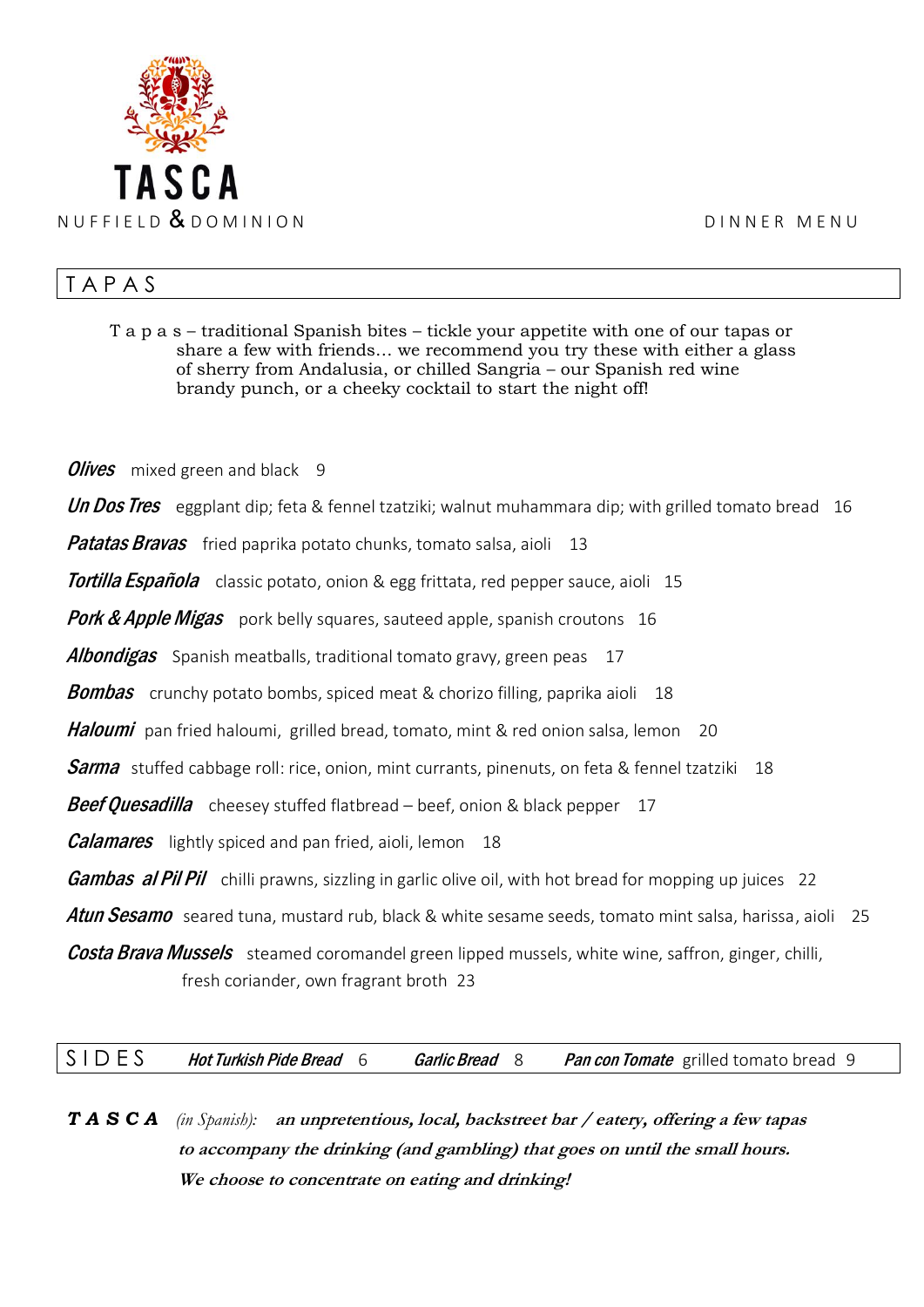# TASCA

NUFFIELD & DOMINION

DINNER MENU

## TAPAS

Tapas – traditional Spanish bites – tickle your appetite with one of our tapas or share a few with friends… we recommend you try these with either a glass of sherry from Andalusia, or chilled Sangria – our Spanish red wine brandy punch, or a cheeky cocktail to start the night off!

***Olives*** mixed green and black 9

***Un Dos Tres*** eggplant dip; feta & fennel tzatziki; walnut muhammara dip; with grilled tomato bread 16

***Patatas Bravas*** fried paprika potato chunks, tomato salsa, aioli 13

***Tortilla Española*** classic potato, onion & egg frittata, red pepper sauce, aioli 15

***Pork & Apple Migas*** pork belly squares, sauteed apple, spanish croutons 16

***Albondigas*** Spanish meatballs, traditional tomato gravy, green peas 17

***Bombas*** crunchy potato bombs, spiced meat & chorizo filling, paprika aioli 18

***Haloumi*** pan fried haloumi, grilled bread, tomato, mint & red onion salsa, lemon 20

***Sarma*** stuffed cabbage roll: rice, onion, mint currants, pinenuts, on feta & fennel tzatziki 18

***Beef Quesadilla*** cheesey stuffed flatbread – beef, onion & black pepper 17

***Calamares*** lightly spiced and pan fried, aioli, lemon 18

***Gambas al Pil Pil*** chilli prawns, sizzling in garlic olive oil, with hot bread for mopping up juices 22

***Atun Sesamo*** seared tuna, mustard rub, black & white sesame seeds, tomato mint salsa, harissa, aioli 25

***Costa Brava Mussels*** steamed coromandel green lipped mussels, white wine, saffron, ginger, chilli, fresh coriander, own fragrant broth 23

## SIDES

***Hot Turkish Pide Bread*** 6 ***Garlic Bread*** 8 ***Pan con Tomate*** grilled tomato bread 9

***TASCA*** *(in Spanish):* ***an unpretentious, local, backstreet bar / eatery, offering a few tapas to accompany the drinking (and gambling) that goes on until the small hours. We choose to concentrate on eating and drinking!***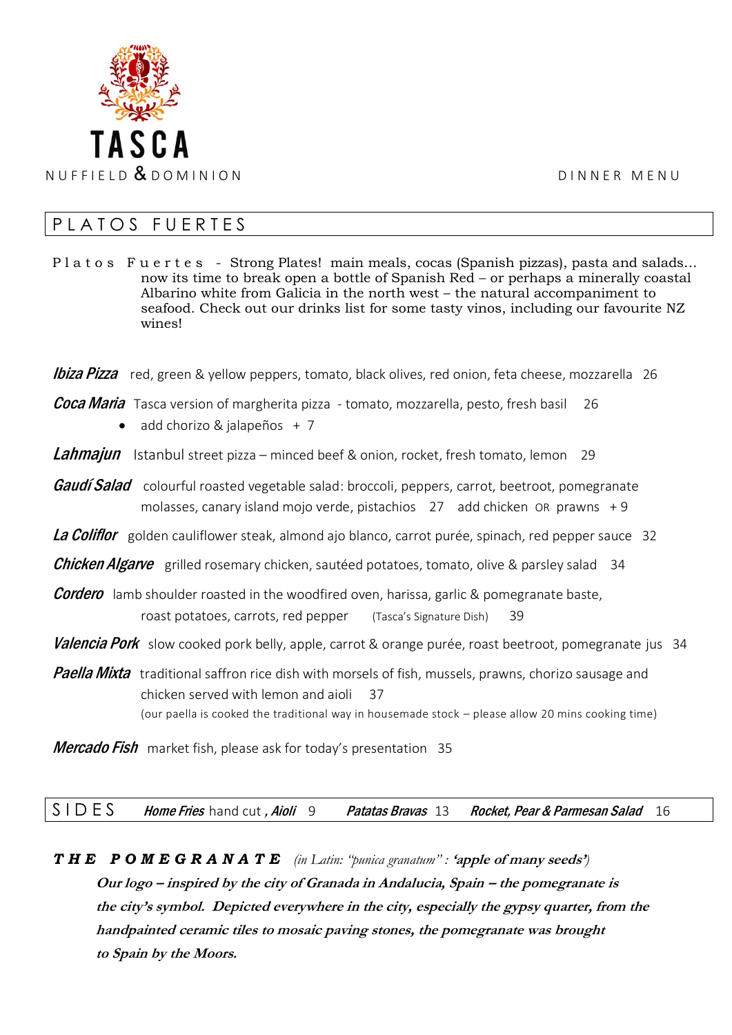# TASCA

NUFFIELD & DOMINION

DINNER MENU

## PLATOS FUERTES

Platos Fuertes - Strong Plates! main meals, cocas (Spanish pizzas), pasta and salads… now its time to break open a bottle of Spanish Red – or perhaps a minerally coastal Albarino white from Galicia in the north west – the natural accompaniment to seafood. Check out our drinks list for some tasty vinos, including our favourite NZ wines!

***Ibiza Pizza*** red, green & yellow peppers, tomato, black olives, red onion, feta cheese, mozzarella 26

***Coca Maria*** Tasca version of margherita pizza - tomato, mozzarella, pesto, fresh basil 26

- add chorizo & jalapeños + 7

***Lahmajun*** Istanbul street pizza – minced beef & onion, rocket, fresh tomato, lemon 29

***Gaudí Salad*** colourful roasted vegetable salad: broccoli, peppers, carrot, beetroot, pomegranate molasses, canary island mojo verde, pistachios 27 add chicken OR prawns + 9

***La Coliflor*** golden cauliflower steak, almond ajo blanco, carrot purée, spinach, red pepper sauce 32

***Chicken Algarve*** grilled rosemary chicken, sautéed potatoes, tomato, olive & parsley salad 34

***Cordero*** lamb shoulder roasted in the woodfired oven, harissa, garlic & pomegranate baste, roast potatoes, carrots, red pepper (Tasca's Signature Dish) 39

***Valencia Pork*** slow cooked pork belly, apple, carrot & orange purée, roast beetroot, pomegranate jus 34

***Paella Mixta*** traditional saffron rice dish with morsels of fish, mussels, prawns, chorizo sausage and chicken served with lemon and aioli 37
(our paella is cooked the traditional way in housemade stock – please allow 20 mins cooking time)

***Mercado Fish*** market fish, please ask for today's presentation 35

## SIDES

***Home Fries*** hand cut , ***Aioli*** 9 ***Patatas Bravas*** 13 ***Rocket, Pear & Parmesan Salad*** 16

***THE POMEGRANATE*** *(in Latin: "punica granatum" :* ***'apple of many seeds'****)*
***Our logo – inspired by the city of Granada in Andalucia, Spain – the pomegranate is the city's symbol. Depicted everywhere in the city, especially the gypsy quarter, from the handpainted ceramic tiles to mosaic paving stones, the pomegranate was brought to Spain by the Moors.***